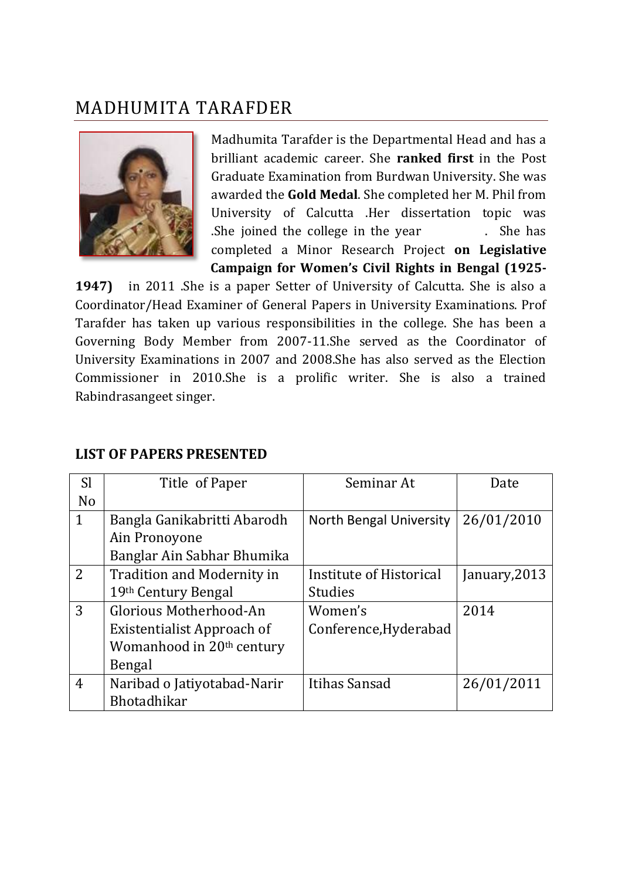# MADHUMITA TARAFDER

Madhumita Tarafder is the Departmental Head and has a brilliant academic career. She **ranked first** in the Post Graduate Examination from Burdwan University. She was awarded the **Gold Medal**. She completed her M. Phil from University of Calcutta .Her dissertation topic was .She joined the college in the year . She has completed a Minor Research Project **on Legislative Campaign for Women's Civil Rights in Bengal (1925-1947)** in 2011 .She is a paper Setter of University of Calcutta. She is also a Coordinator/Head Examiner of General Papers in University Examinations. Prof Tarafder has taken up various responsibilities in the college. She has been a Governing Body Member from 2007-11.She served as the Coordinator of University Examinations in 2007 and 2008.She has also served as the Election Commissioner in 2010.She is a prolific writer. She is also a trained Rabindrasangeet singer.

## LIST OF PAPERS PRESENTED

| Sl No | Title of Paper | Seminar At | Date |
|---|---|---|---|
| 1 | Bangla Ganikabritti Abarodh Ain Pronoyone Banglar Ain Sabhar Bhumika | North Bengal University | 26/01/2010 |
| 2 | Tradition and Modernity in 19th Century Bengal | Institute of Historical Studies | January,2013 |
| 3 | Glorious Motherhood-An Existentialist Approach of Womanhood in 20th century Bengal | Women's Conference,Hyderabad | 2014 |
| 4 | Naribad o Jatiyotabad-Narir Bhotadhikar | Itihas Sansad | 26/01/2011 |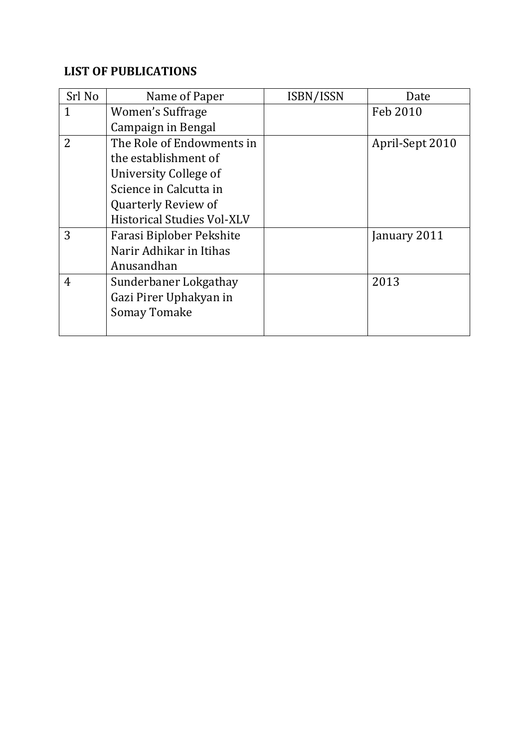**LIST OF PUBLICATIONS**

| Srl No | Name of Paper | ISBN/ISSN | Date |
| --- | --- | --- | --- |
| 1 | Women's Suffrage Campaign in Bengal | | Feb 2010 |
| 2 | The Role of Endowments in the establishment of University College of Science in Calcutta in Quarterly Review of Historical Studies Vol-XLV | | April-Sept 2010 |
| 3 | Farasi Biplober Pekshite Narir Adhikar in Itihas Anusandhan | | January 2011 |
| 4 | Sunderbaner Lokgathay Gazi Pirer Uphakyan in Somay Tomake | | 2013 |